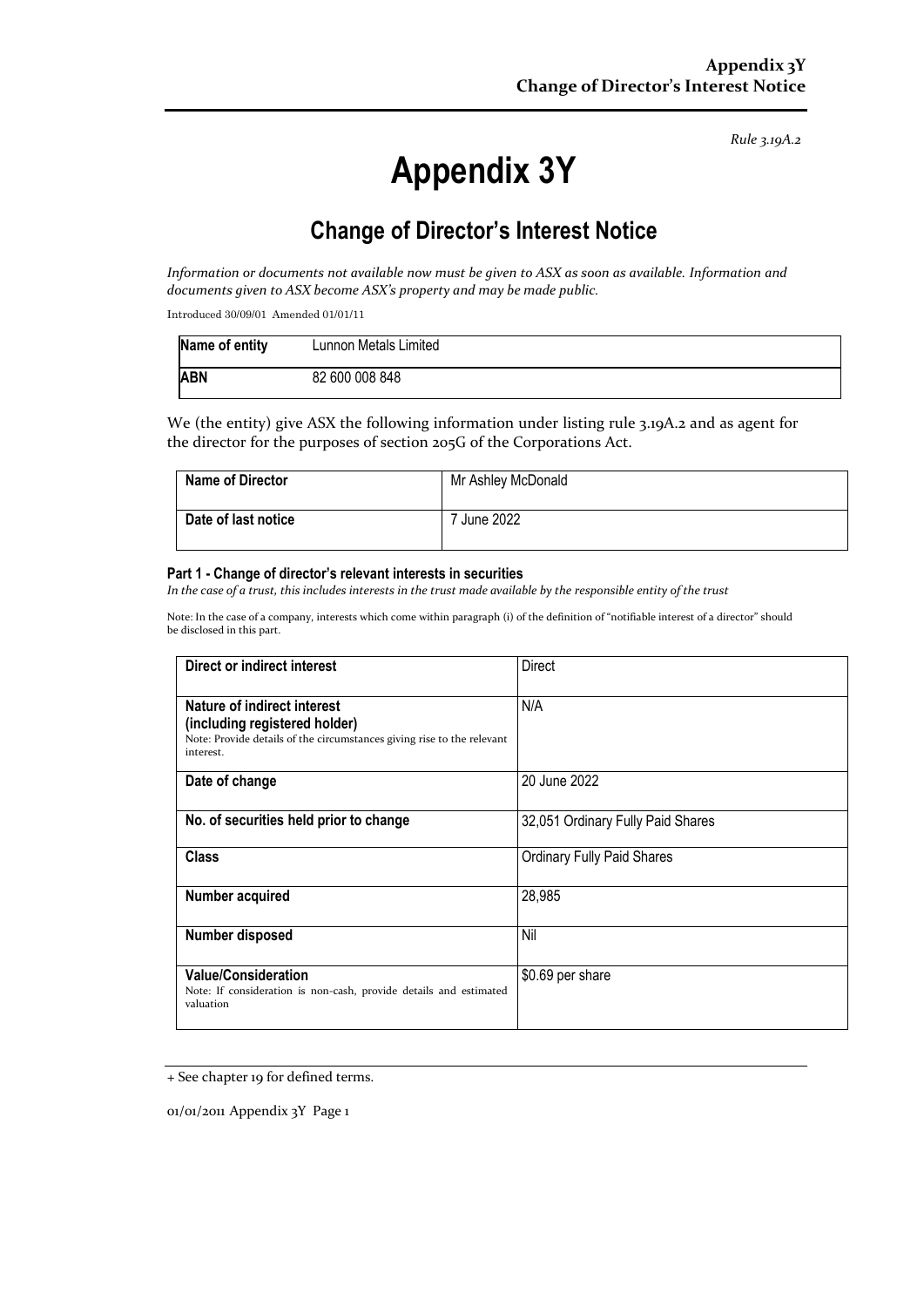*Rule 3.19A.2*

# Appendix 3Y

## Change of Director's Interest Notice

*Information or documents not available now must be given to ASX as soon as available. Information and documents given to ASX become ASX's property and may be made public.*

Introduced 30/09/01 Amended 01/01/11

| **Name of entity** | Lunnon Metals Limited |
|---|---|
| **ABN** | 82 600 008 848 |

We (the entity) give ASX the following information under listing rule 3.19A.2 and as agent for the director for the purposes of section 205G of the Corporations Act.

| **Name of Director** | Mr Ashley McDonald |
|---|---|
| **Date of last notice** | 7 June 2022 |

#### Part 1 - Change of director's relevant interests in securities

*In the case of a trust, this includes interests in the trust made available by the responsible entity of the trust*

Note: In the case of a company, interests which come within paragraph (i) of the definition of "notifiable interest of a director" should be disclosed in this part.

| **Direct or indirect interest** | Direct |
|---|---|
| **Nature of indirect interest (including registered holder)**<br>Note: Provide details of the circumstances giving rise to the relevant interest. | N/A |
| **Date of change** | 20 June 2022 |
| **No. of securities held prior to change** | 32,051 Ordinary Fully Paid Shares |
| **Class** | Ordinary Fully Paid Shares |
| **Number acquired** | 28,985 |
| **Number disposed** | Nil |
| **Value/Consideration**<br>Note: If consideration is non-cash, provide details and estimated valuation | $0.69 per share |

+ See chapter 19 for defined terms.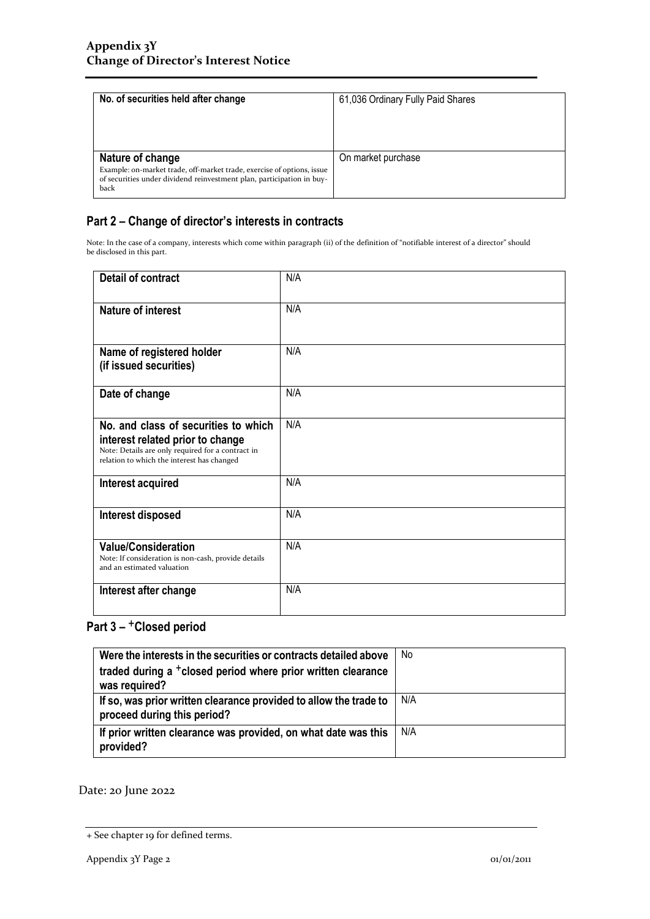| | |
|---|---|
| **No. of securities held after change** | 61,036 Ordinary Fully Paid Shares |
| **Nature of change**<br>Example: on-market trade, off-market trade, exercise of options, issue of securities under dividend reinvestment plan, participation in buy-back | On market purchase |

## Part 2 – Change of director's interests in contracts

Note: In the case of a company, interests which come within paragraph (ii) of the definition of "notifiable interest of a director" should be disclosed in this part.

| | |
|---|---|
| **Detail of contract** | N/A |
| **Nature of interest** | N/A |
| **Name of registered holder (if issued securities)** | N/A |
| **Date of change** | N/A |
| **No. and class of securities to which interest related prior to change**<br>Note: Details are only required for a contract in relation to which the interest has changed | N/A |
| **Interest acquired** | N/A |
| **Interest disposed** | N/A |
| **Value/Consideration**<br>Note: If consideration is non-cash, provide details and an estimated valuation | N/A |
| **Interest after change** | N/A |

## Part 3 – +Closed period

| | |
|---|---|
| **Were the interests in the securities or contracts detailed above traded during a +closed period where prior written clearance was required?** | No |
| **If so, was prior written clearance provided to allow the trade to proceed during this period?** | N/A |
| **If prior written clearance was provided, on what date was this provided?** | N/A |

Date: 20 June 2022

+ See chapter 19 for defined terms.